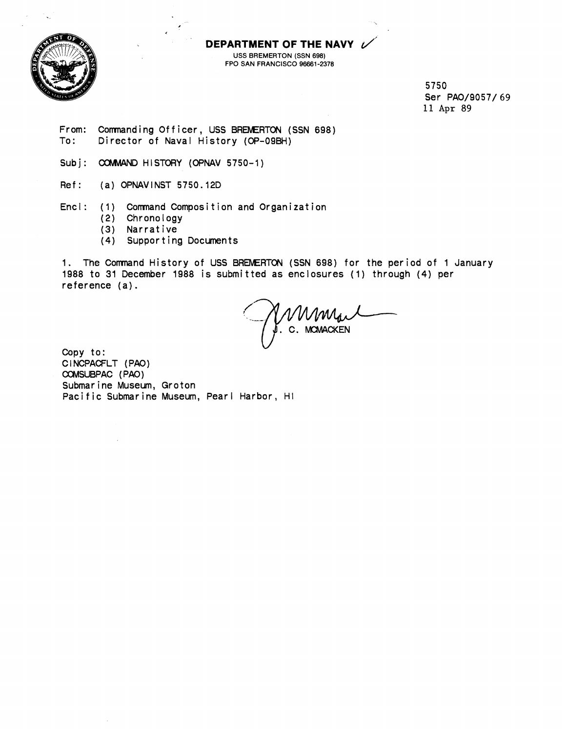# DEPARTMENT OF THE NAVY

USS BREMERTON (SSN 698)
FPO SAN FRANCISCO 96661-2378

5750
Ser PAO/9057/69
11 Apr 89

From: Commanding Officer, USS BREMERTON (SSN 698)
To: Director of Naval History (OP-09BH)

Subj: COMMAND HISTORY (OPNAV 5750-1)

Ref: (a) OPNAVINST 5750.12D

Encl: (1) Command Composition and Organization
(2) Chronology
(3) Narrative
(4) Supporting Documents

1. The Command History of USS BREMERTON (SSN 698) for the period of 1 January 1988 to 31 December 1988 is submitted as enclosures (1) through (4) per reference (a).

J. C. MCMACKEN

Copy to:
CINCPACFLT (PAO)
COMSUBPAC (PAO)
Submarine Museum, Groton
Pacific Submarine Museum, Pearl Harbor, HI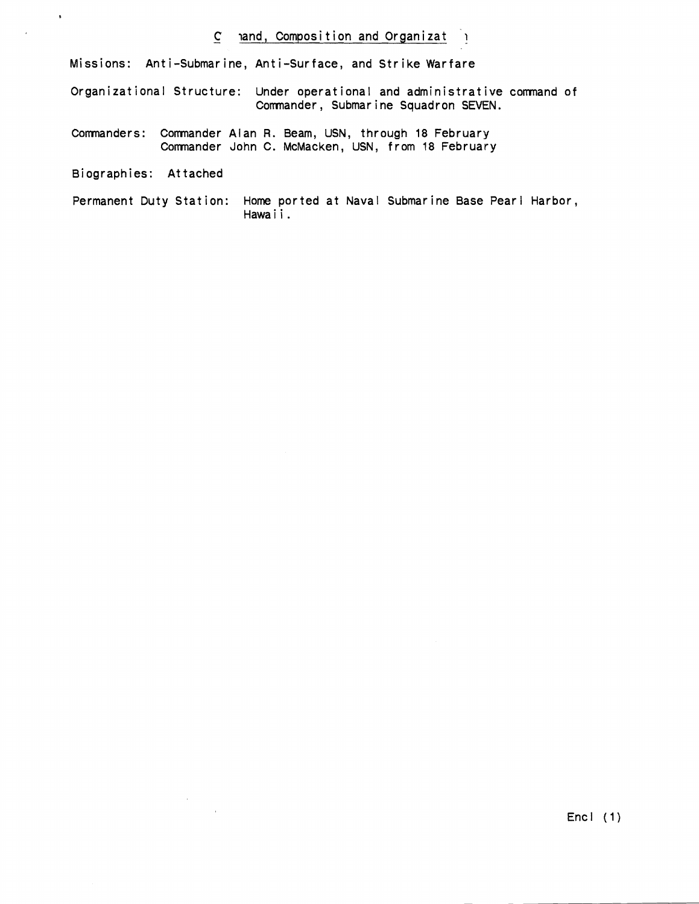## C  nand, Composition and Organizat  n

Missions: Anti-Submarine, Anti-Surface, and Strike Warfare

Organizational Structure: Under operational and administrative command of Commander, Submarine Squadron SEVEN.

Commanders: Commander Alan R. Beam, USN, through 18 February
Commander John C. McMacken, USN, from 18 February

Biographies: Attached

Permanent Duty Station: Home ported at Naval Submarine Base Pearl Harbor, Hawaii.

Encl (1)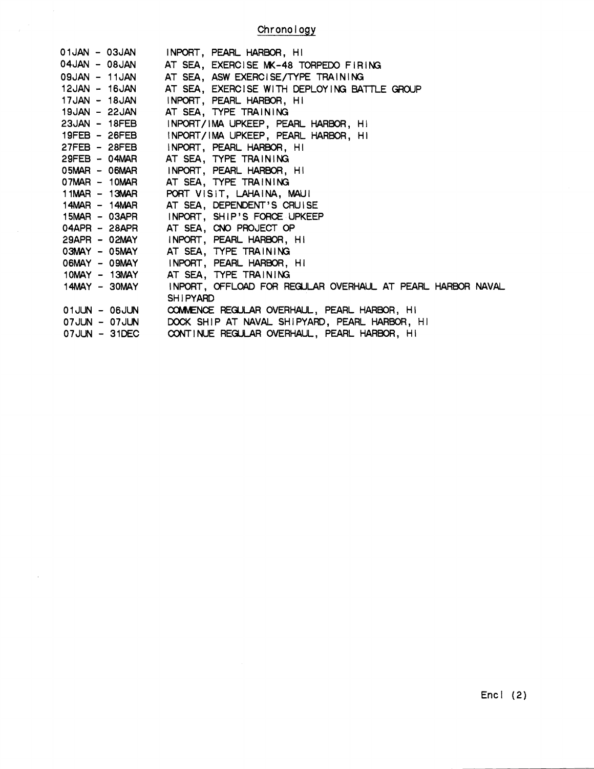## Chronology

| | |
|---|---|
| 01JAN - 03JAN | INPORT, PEARL HARBOR, HI |
| 04JAN - 08JAN | AT SEA, EXERCISE MK-48 TORPEDO FIRING |
| 09JAN - 11JAN | AT SEA, ASW EXERCISE/TYPE TRAINING |
| 12JAN - 16JAN | AT SEA, EXERCISE WITH DEPLOYING BATTLE GROUP |
| 17JAN - 18JAN | INPORT, PEARL HARBOR, HI |
| 19JAN - 22JAN | AT SEA, TYPE TRAINING |
| 23JAN - 18FEB | INPORT/IMA UPKEEP, PEARL HARBOR, HI |
| 19FEB - 26FEB | INPORT/IMA UPKEEP, PEARL HARBOR, HI |
| 27FEB - 28FEB | INPORT, PEARL HARBOR, HI |
| 29FEB - 04MAR | AT SEA, TYPE TRAINING |
| 05MAR - 06MAR | INPORT, PEARL HARBOR, HI |
| 07MAR - 10MAR | AT SEA, TYPE TRAINING |
| 11MAR - 13MAR | PORT VISIT, LAHAINA, MAUI |
| 14MAR - 14MAR | AT SEA, DEPENDENT'S CRUISE |
| 15MAR - 03APR | INPORT, SHIP'S FORCE UPKEEP |
| 04APR - 28APR | AT SEA, CNO PROJECT OP |
| 29APR - 02MAY | INPORT, PEARL HARBOR, HI |
| 03MAY - 05MAY | AT SEA, TYPE TRAINING |
| 06MAY - 09MAY | INPORT, PEARL HARBOR, HI |
| 10MAY - 13MAY | AT SEA, TYPE TRAINING |
| 14MAY - 30MAY | INPORT, OFFLOAD FOR REGULAR OVERHAUL AT PEARL HARBOR NAVAL SHIPYARD |
| 01JUN - 06JUN | COMMENCE REGULAR OVERHAUL, PEARL HARBOR, HI |
| 07JUN - 07JUN | DOCK SHIP AT NAVAL SHIPYARD, PEARL HARBOR, HI |
| 07JUN - 31DEC | CONTINUE REGULAR OVERHAUL, PEARL HARBOR, HI |

Encl (2)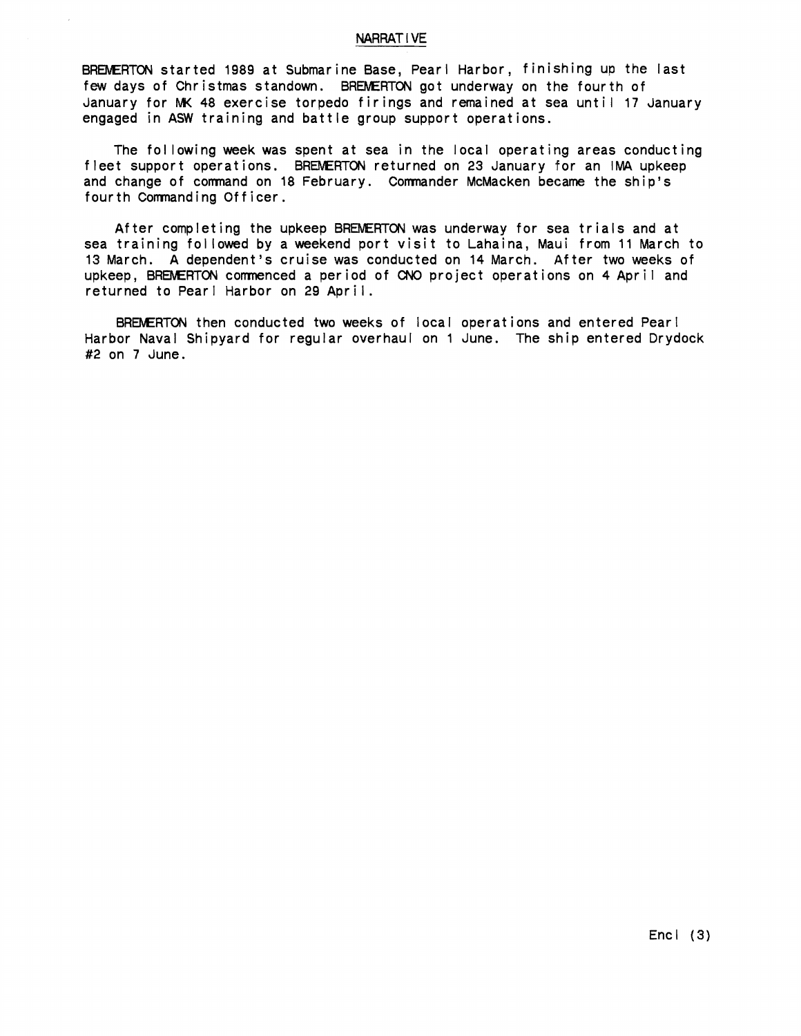## NARRATIVE

BREMERTON started 1989 at Submarine Base, Pearl Harbor, finishing up the last few days of Christmas standown. BREMERTON got underway on the fourth of January for MK 48 exercise torpedo firings and remained at sea until 17 January engaged in ASW training and battle group support operations.

The following week was spent at sea in the local operating areas conducting fleet support operations. BREMERTON returned on 23 January for an IMA upkeep and change of command on 18 February. Commander McMacken became the ship's fourth Commanding Officer.

After completing the upkeep BREMERTON was underway for sea trials and at sea training followed by a weekend port visit to Lahaina, Maui from 11 March to 13 March. A dependent's cruise was conducted on 14 March. After two weeks of upkeep, BREMERTON commenced a period of CNO project operations on 4 April and returned to Pearl Harbor on 29 April.

BREMERTON then conducted two weeks of local operations and entered Pearl Harbor Naval Shipyard for regular overhaul on 1 June. The ship entered Drydock #2 on 7 June.

Encl (3)